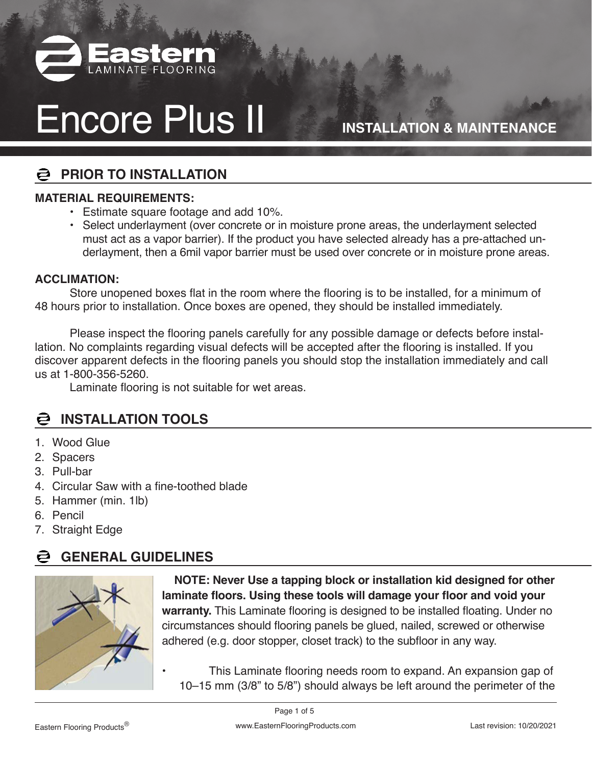# Eastern Laminate Flooring

# Encore Plus II

**INSTALLATION & MAINTENANCE**

## PRIOR TO INSTALLATION

**MATERIAL REQUIREMENTS:**

- Estimate square footage and add 10%.
- Select underlayment (over concrete or in moisture prone areas, the underlayment selected must act as a vapor barrier). If the product you have selected already has a pre-attached underlayment, then a 6mil vapor barrier must be used over concrete or in moisture prone areas.

**ACCLIMATION:**

Store unopened boxes flat in the room where the flooring is to be installed, for a minimum of 48 hours prior to installation. Once boxes are opened, they should be installed immediately.

Please inspect the flooring panels carefully for any possible damage or defects before installation. No complaints regarding visual defects will be accepted after the flooring is installed. If you discover apparent defects in the flooring panels you should stop the installation immediately and call us at 1-800-356-5260.

Laminate flooring is not suitable for wet areas.

## INSTALLATION TOOLS

1. Wood Glue
2. Spacers
3. Pull-bar
4. Circular Saw with a fine-toothed blade
5. Hammer (min. 1lb)
6. Pencil
7. Straight Edge

## GENERAL GUIDELINES

**NOTE: Never Use a tapping block or installation kid designed for other laminate floors. Using these tools will damage your floor and void your warranty.** This Laminate flooring is designed to be installed floating. Under no circumstances should flooring panels be glued, nailed, screwed or otherwise adhered (e.g. door stopper, closet track) to the subfloor in any way.

- This Laminate flooring needs room to expand. An expansion gap of 10–15 mm (3/8" to 5/8") should always be left around the perimeter of the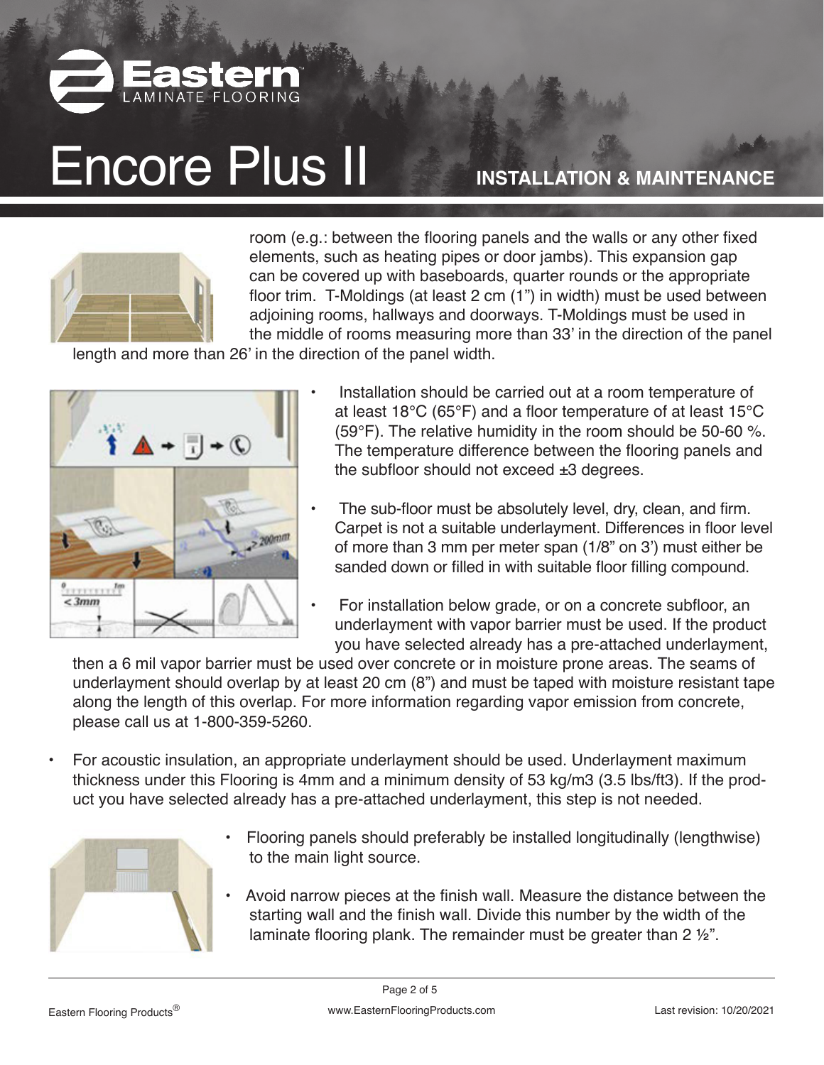room (e.g.: between the flooring panels and the walls or any other fixed elements, such as heating pipes or door jambs). This expansion gap can be covered up with baseboards, quarter rounds or the appropriate floor trim. T-Moldings (at least 2 cm (1") in width) must be used between adjoining rooms, hallways and doorways. T-Moldings must be used in the middle of rooms measuring more than 33' in the direction of the panel length and more than 26' in the direction of the panel width.

- Installation should be carried out at a room temperature of at least 18°C (65°F) and a floor temperature of at least 15°C (59°F). The relative humidity in the room should be 50-60 %. The temperature difference between the flooring panels and the subfloor should not exceed ±3 degrees.
- The sub-floor must be absolutely level, dry, clean, and firm. Carpet is not a suitable underlayment. Differences in floor level of more than 3 mm per meter span (1/8" on 3') must either be sanded down or filled in with suitable floor filling compound.
- For installation below grade, or on a concrete subfloor, an underlayment with vapor barrier must be used. If the product you have selected already has a pre-attached underlayment, then a 6 mil vapor barrier must be used over concrete or in moisture prone areas. The seams of underlayment should overlap by at least 20 cm (8") and must be taped with moisture resistant tape along the length of this overlap. For more information regarding vapor emission from concrete, please call us at 1-800-359-5260.
- For acoustic insulation, an appropriate underlayment should be used. Underlayment maximum thickness under this Flooring is 4mm and a minimum density of 53 kg/m3 (3.5 lbs/ft3). If the product you have selected already has a pre-attached underlayment, this step is not needed.
- Flooring panels should preferably be installed longitudinally (lengthwise) to the main light source.
- Avoid narrow pieces at the finish wall. Measure the distance between the starting wall and the finish wall. Divide this number by the width of the laminate flooring plank. The remainder must be greater than 2 ½".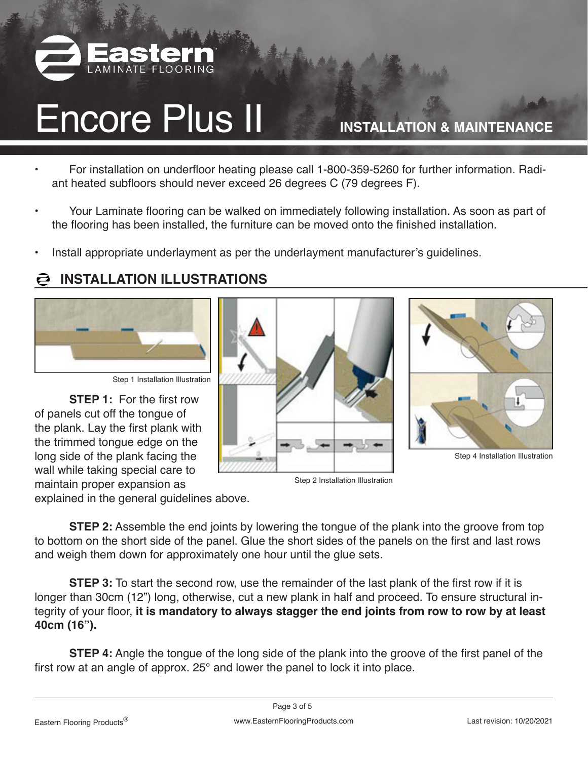# Encore Plus II

**INSTALLATION & MAINTENANCE**

- For installation on underfloor heating please call 1-800-359-5260 for further information. Radiant heated subfloors should never exceed 26 degrees C (79 degrees F).
- Your Laminate flooring can be walked on immediately following installation. As soon as part of the flooring has been installed, the furniture can be moved onto the finished installation.
- Install appropriate underlayment as per the underlayment manufacturer's guidelines.

## INSTALLATION ILLUSTRATIONS

Step 1 Installation Illustration

Step 2 Installation Illustration

Step 4 Installation Illustration

**STEP 1:** For the first row of panels cut off the tongue of the plank. Lay the first plank with the trimmed tongue edge on the long side of the plank facing the wall while taking special care to maintain proper expansion as explained in the general guidelines above.

**STEP 2:** Assemble the end joints by lowering the tongue of the plank into the groove from top to bottom on the short side of the panel. Glue the short sides of the panels on the first and last rows and weigh them down for approximately one hour until the glue sets.

**STEP 3:** To start the second row, use the remainder of the last plank of the first row if it is longer than 30cm (12") long, otherwise, cut a new plank in half and proceed. To ensure structural integrity of your floor, **it is mandatory to always stagger the end joints from row to row by at least 40cm (16").**

**STEP 4:** Angle the tongue of the long side of the plank into the groove of the first panel of the first row at an angle of approx. 25° and lower the panel to lock it into place.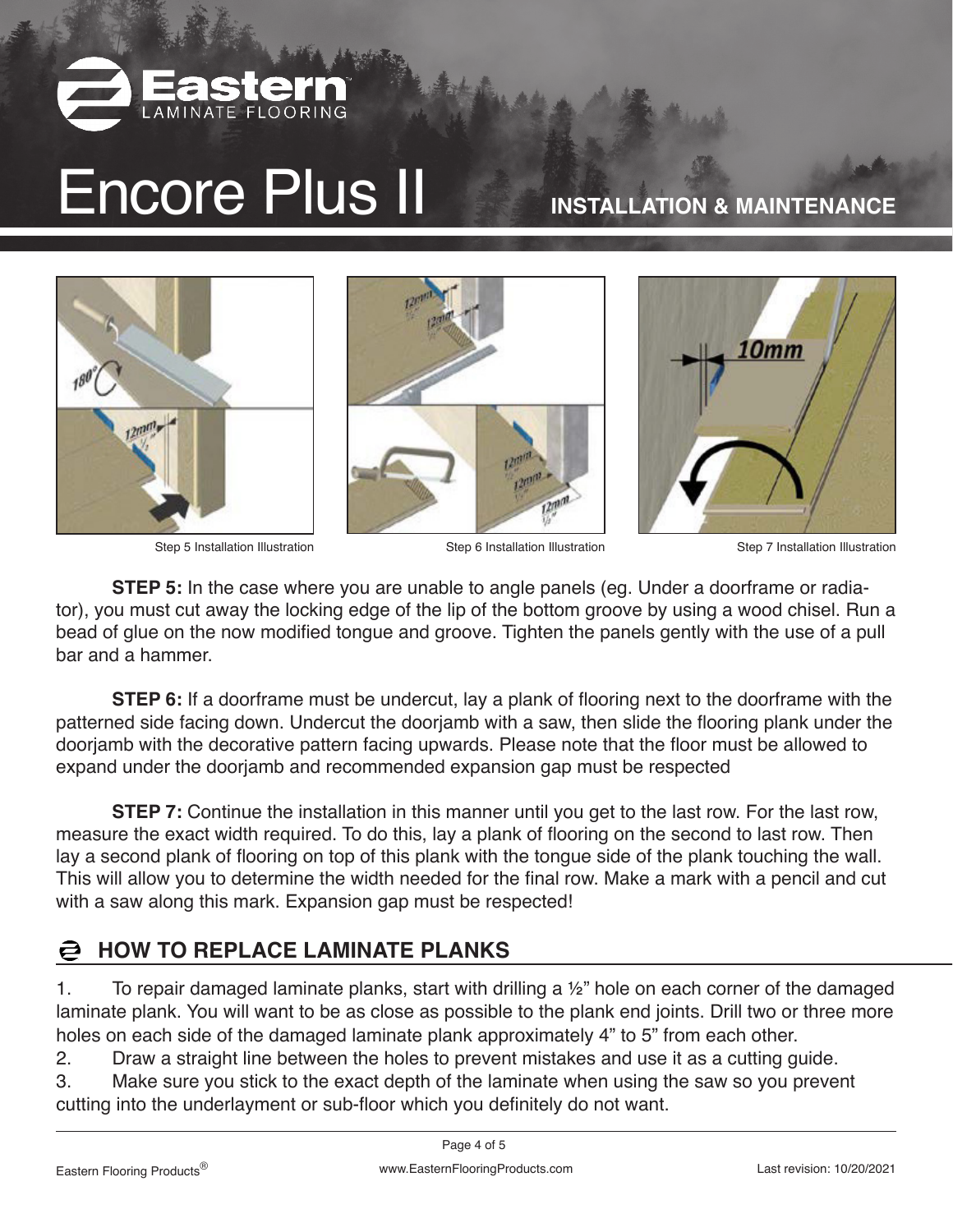# Encore Plus II

**INSTALLATION & MAINTENANCE**

Step 5 Installation Illustration

Step 6 Installation Illustration

Step 7 Installation Illustration

**STEP 5:** In the case where you are unable to angle panels (eg. Under a doorframe or radiator), you must cut away the locking edge of the lip of the bottom groove by using a wood chisel. Run a bead of glue on the now modified tongue and groove. Tighten the panels gently with the use of a pull bar and a hammer.

**STEP 6:** If a doorframe must be undercut, lay a plank of flooring next to the doorframe with the patterned side facing down. Undercut the doorjamb with a saw, then slide the flooring plank under the doorjamb with the decorative pattern facing upwards. Please note that the floor must be allowed to expand under the doorjamb and recommended expansion gap must be respected

**STEP 7:** Continue the installation in this manner until you get to the last row. For the last row, measure the exact width required. To do this, lay a plank of flooring on the second to last row. Then lay a second plank of flooring on top of this plank with the tongue side of the plank touching the wall. This will allow you to determine the width needed for the final row. Make a mark with a pencil and cut with a saw along this mark. Expansion gap must be respected!

## HOW TO REPLACE LAMINATE PLANKS

1. To repair damaged laminate planks, start with drilling a ½" hole on each corner of the damaged laminate plank. You will want to be as close as possible to the plank end joints. Drill two or three more holes on each side of the damaged laminate plank approximately 4" to 5" from each other.
2. Draw a straight line between the holes to prevent mistakes and use it as a cutting guide.
3. Make sure you stick to the exact depth of the laminate when using the saw so you prevent cutting into the underlayment or sub-floor which you definitely do not want.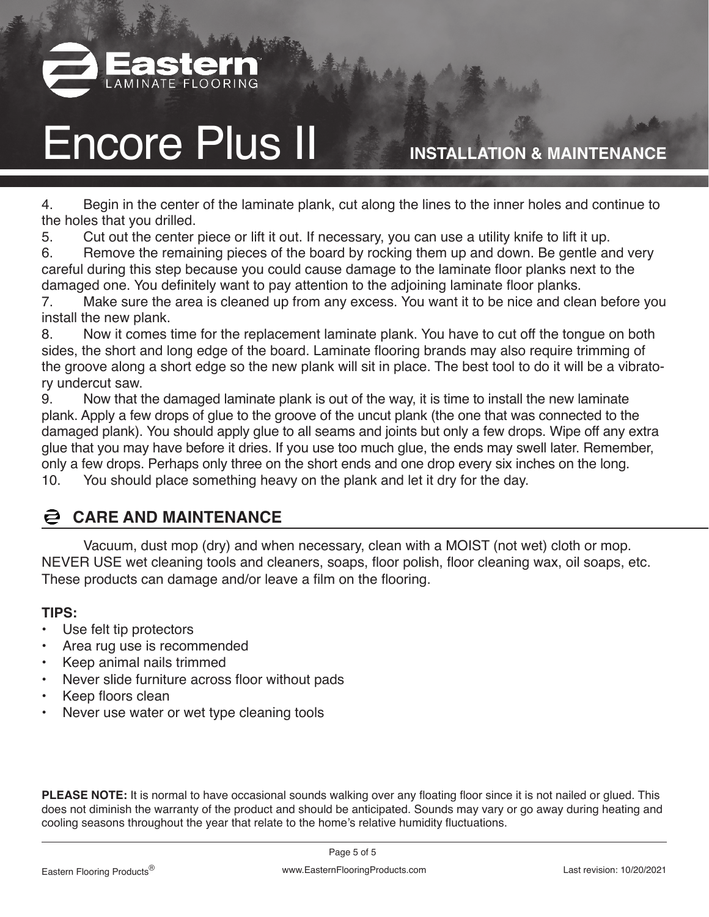4. Begin in the center of the laminate plank, cut along the lines to the inner holes and continue to the holes that you drilled.
5. Cut out the center piece or lift it out. If necessary, you can use a utility knife to lift it up.
6. Remove the remaining pieces of the board by rocking them up and down. Be gentle and very careful during this step because you could cause damage to the laminate floor planks next to the damaged one. You definitely want to pay attention to the adjoining laminate floor planks.
7. Make sure the area is cleaned up from any excess. You want it to be nice and clean before you install the new plank.
8. Now it comes time for the replacement laminate plank. You have to cut off the tongue on both sides, the short and long edge of the board. Laminate flooring brands may also require trimming of the groove along a short edge so the new plank will sit in place. The best tool to do it will be a vibratory undercut saw.
9. Now that the damaged laminate plank is out of the way, it is time to install the new laminate plank. Apply a few drops of glue to the groove of the uncut plank (the one that was connected to the damaged plank). You should apply glue to all seams and joints but only a few drops. Wipe off any extra glue that you may have before it dries. If you use too much glue, the ends may swell later. Remember, only a few drops. Perhaps only three on the short ends and one drop every six inches on the long.
10. You should place something heavy on the plank and let it dry for the day.

## CARE AND MAINTENANCE

Vacuum, dust mop (dry) and when necessary, clean with a MOIST (not wet) cloth or mop. NEVER USE wet cleaning tools and cleaners, soaps, floor polish, floor cleaning wax, oil soaps, etc. These products can damage and/or leave a film on the flooring.

**TIPS:**

- Use felt tip protectors
- Area rug use is recommended
- Keep animal nails trimmed
- Never slide furniture across floor without pads
- Keep floors clean
- Never use water or wet type cleaning tools

**PLEASE NOTE:** It is normal to have occasional sounds walking over any floating floor since it is not nailed or glued. This does not diminish the warranty of the product and should be anticipated. Sounds may vary or go away during heating and cooling seasons throughout the year that relate to the home's relative humidity fluctuations.